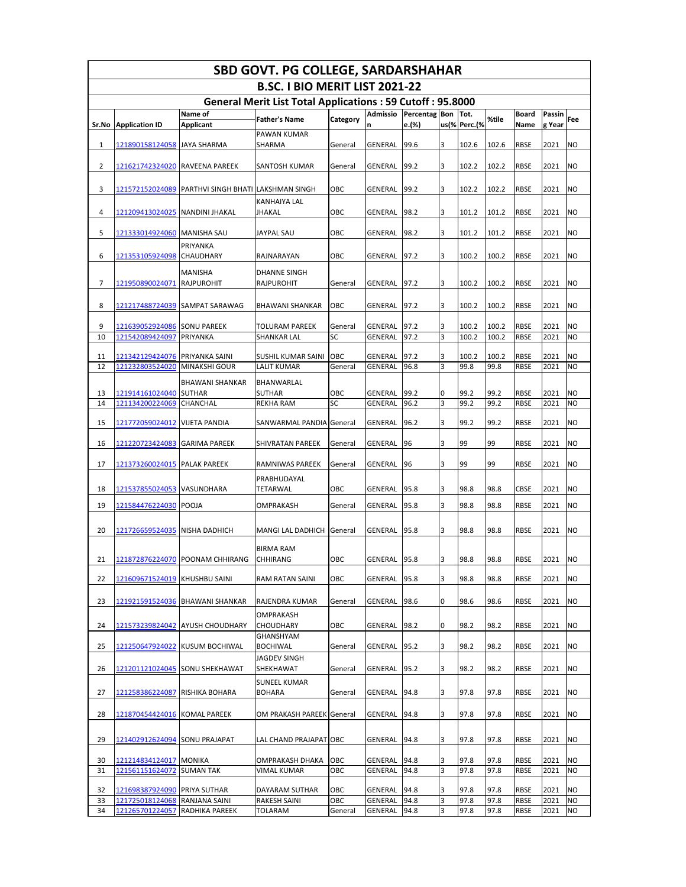# SBD GOVT. PG COLLEGE, SARDARSHAHAR

## B.SC. I BIO MERIT LIST 2021-22

### General Merit List Total Applications : 59 Cutoff : 95.8000

| Sr.No | Application ID | Name of Applicant | Father's Name | Category | Admission | Percentage.(%) | Bonus(%) | Tot. Perc.(%) | %tile | Board Name | Passing Year | Fee |
|---|---|---|---|---|---|---|---|---|---|---|---|---|
| 1 | 121890158124058 | JAYA SHARMA | PAWAN KUMAR SHARMA | General | GENERAL | 99.6 | 3 | 102.6 | 102.6 | RBSE | 2021 | NO |
| 2 | 121621742324020 | RAVEENA PAREEK | SANTOSH KUMAR | General | GENERAL | 99.2 | 3 | 102.2 | 102.2 | RBSE | 2021 | NO |
| 3 | 121572152024089 | PARTHVI SINGH BHATI | LAKSHMAN SINGH | OBC | GENERAL | 99.2 | 3 | 102.2 | 102.2 | RBSE | 2021 | NO |
| 4 | 121209413024025 | NANDINI JHAKAL | KANHAIYA LAL JHAKAL | OBC | GENERAL | 98.2 | 3 | 101.2 | 101.2 | RBSE | 2021 | NO |
| 5 | 121333014924060 | MANISHA SAU | JAYPAL SAU | OBC | GENERAL | 98.2 | 3 | 101.2 | 101.2 | RBSE | 2021 | NO |
| 6 | 121353105924098 | PRIYANKA CHAUDHARY | RAJNARAYAN | OBC | GENERAL | 97.2 | 3 | 100.2 | 100.2 | RBSE | 2021 | NO |
| 7 | 121950890024071 | MANISHA RAJPUROHIT | DHANNE SINGH RAJPUROHIT | General | GENERAL | 97.2 | 3 | 100.2 | 100.2 | RBSE | 2021 | NO |
| 8 | 121217488724039 | SAMPAT SARAWAG | BHAWANI SHANKAR | OBC | GENERAL | 97.2 | 3 | 100.2 | 100.2 | RBSE | 2021 | NO |
| 9 | 121639052924086 | SONU PAREEK | TOLURAM PAREEK | General | GENERAL | 97.2 | 3 | 100.2 | 100.2 | RBSE | 2021 | NO |
| 10 | 121542089424097 | PRIYANKA | SHANKAR LAL | SC | GENERAL | 97.2 | 3 | 100.2 | 100.2 | RBSE | 2021 | NO |
| 11 | 121342129424076 | PRIYANKA SAINI | SUSHIL KUMAR SAINI | OBC | GENERAL | 97.2 | 3 | 100.2 | 100.2 | RBSE | 2021 | NO |
| 12 | 121232803524020 | MINAKSHI GOUR | LALIT KUMAR | General | GENERAL | 96.8 | 3 | 99.8 | 99.8 | RBSE | 2021 | NO |
| 13 | 121914161024040 | BHAWANI SHANKAR SUTHAR | BHANWARLAL SUTHAR | OBC | GENERAL | 99.2 | 0 | 99.2 | 99.2 | RBSE | 2021 | NO |
| 14 | 121134200224069 | CHANCHAL | REKHA RAM | SC | GENERAL | 96.2 | 3 | 99.2 | 99.2 | RBSE | 2021 | NO |
| 15 | 121772059024012 | VIJETA PANDIA | SANWARMAL PANDIA | General | GENERAL | 96.2 | 3 | 99.2 | 99.2 | RBSE | 2021 | NO |
| 16 | 121220723424083 | GARIMA PAREEK | SHIVRATAN PAREEK | General | GENERAL | 96 | 3 | 99 | 99 | RBSE | 2021 | NO |
| 17 | 121373260024015 | PALAK PAREEK | RAMNIWAS PAREEK | General | GENERAL | 96 | 3 | 99 | 99 | RBSE | 2021 | NO |
| 18 | 121537855024053 | VASUNDHARA | PRABHUDAYAL TETARWAL | OBC | GENERAL | 95.8 | 3 | 98.8 | 98.8 | CBSE | 2021 | NO |
| 19 | 121584476224030 | POOJA | OMPRAKASH | General | GENERAL | 95.8 | 3 | 98.8 | 98.8 | RBSE | 2021 | NO |
| 20 | 121726659524035 | NISHA DADHICH | MANGI LAL DADHICH | General | GENERAL | 95.8 | 3 | 98.8 | 98.8 | RBSE | 2021 | NO |
| 21 | 121872876224070 | POONAM CHHIRANG | BIRMA RAM CHHIRANG | OBC | GENERAL | 95.8 | 3 | 98.8 | 98.8 | RBSE | 2021 | NO |
| 22 | 121609671524019 | KHUSHBU SAINI | RAM RATAN SAINI | OBC | GENERAL | 95.8 | 3 | 98.8 | 98.8 | RBSE | 2021 | NO |
| 23 | 121921591524036 | BHAWANI SHANKAR | RAJENDRA KUMAR | General | GENERAL | 98.6 | 0 | 98.6 | 98.6 | RBSE | 2021 | NO |
| 24 | 121573239824042 | AYUSH CHOUDHARY | OMPRAKASH CHOUDHARY | OBC | GENERAL | 98.2 | 0 | 98.2 | 98.2 | RBSE | 2021 | NO |
| 25 | 121250647924022 | KUSUM BOCHIWAL | GHANSHYAM BOCHIWAL | General | GENERAL | 95.2 | 3 | 98.2 | 98.2 | RBSE | 2021 | NO |
| 26 | 121201121024045 | SONU SHEKHAWAT | JAGDEV SINGH SHEKHAWAT | General | GENERAL | 95.2 | 3 | 98.2 | 98.2 | RBSE | 2021 | NO |
| 27 | 121258386224087 | RISHIKA BOHARA | SUNEEL KUMAR BOHARA | General | GENERAL | 94.8 | 3 | 97.8 | 97.8 | RBSE | 2021 | NO |
| 28 | 121870454424016 | KOMAL PAREEK | OM PRAKASH PAREEK | General | GENERAL | 94.8 | 3 | 97.8 | 97.8 | RBSE | 2021 | NO |
| 29 | 121402912624094 | SONU PRAJAPAT | LAL CHAND PRAJAPAT | OBC | GENERAL | 94.8 | 3 | 97.8 | 97.8 | RBSE | 2021 | NO |
| 30 | 121214834124017 | MONIKA | OMPRAKASH DHAKA | OBC | GENERAL | 94.8 | 3 | 97.8 | 97.8 | RBSE | 2021 | NO |
| 31 | 121561151624072 | SUMAN TAK | VIMAL KUMAR | OBC | GENERAL | 94.8 | 3 | 97.8 | 97.8 | RBSE | 2021 | NO |
| 32 | 121698387924090 | PRIYA SUTHAR | DAYARAM SUTHAR | OBC | GENERAL | 94.8 | 3 | 97.8 | 97.8 | RBSE | 2021 | NO |
| 33 | 121725018124068 | RANJANA SAINI | RAKESH SAINI | OBC | GENERAL | 94.8 | 3 | 97.8 | 97.8 | RBSE | 2021 | NO |
| 34 | 121265701224057 | RADHIKA PAREEK | TOLARAM | General | GENERAL | 94.8 | 3 | 97.8 | 97.8 | RBSE | 2021 | NO |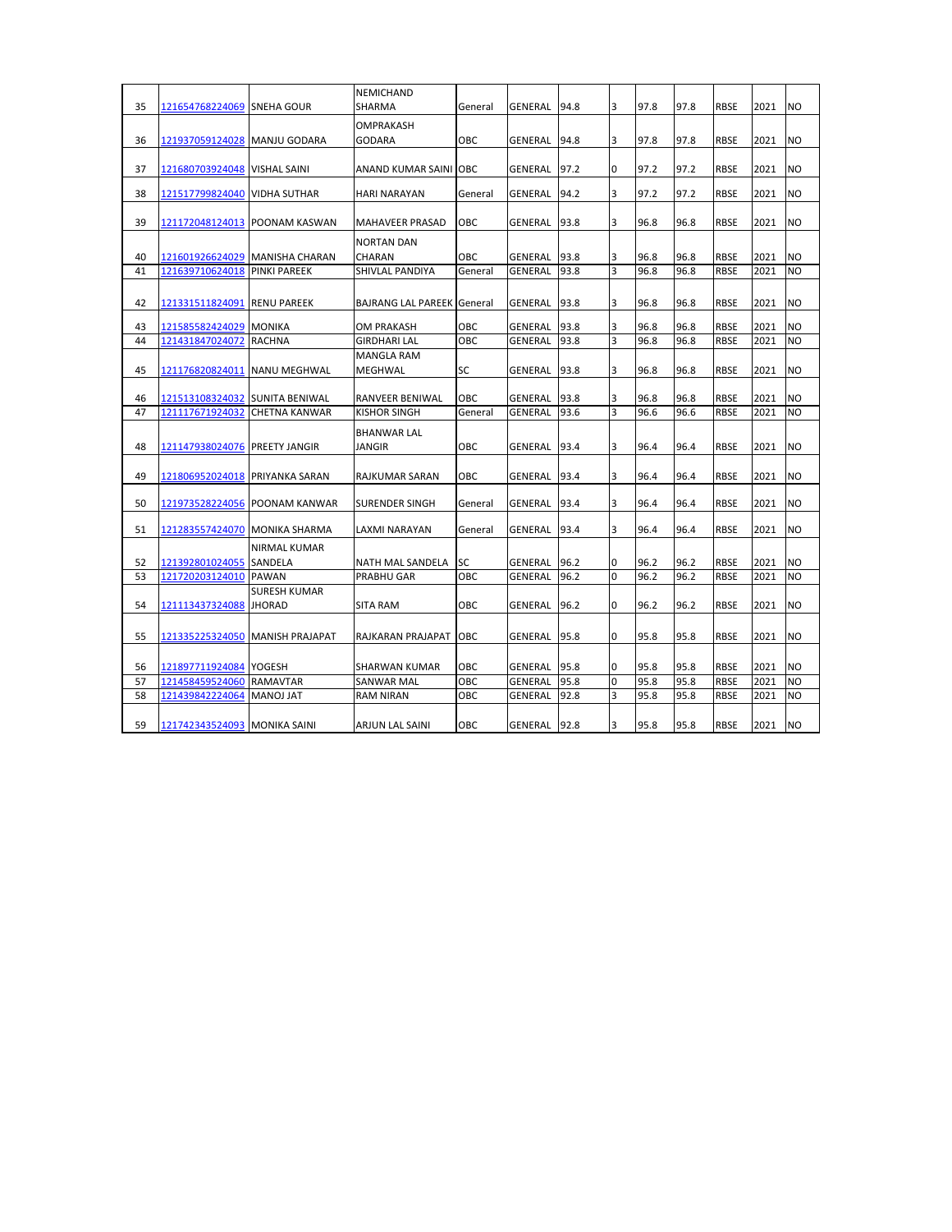| | | | | | | | | | | | | |
|---|---|---|---|---|---|---|---|---|---|---|---|---|
| 35 | 121654768224069 | SNEHA GOUR | NEMICHAND SHARMA | General | GENERAL | 94.8 | 3 | 97.8 | 97.8 | RBSE | 2021 | NO |
| 36 | 121937059124028 | MANJU GODARA | OMPRAKASH GODARA | OBC | GENERAL | 94.8 | 3 | 97.8 | 97.8 | RBSE | 2021 | NO |
| 37 | 121680703924048 | VISHAL SAINI | ANAND KUMAR SAINI | OBC | GENERAL | 97.2 | 0 | 97.2 | 97.2 | RBSE | 2021 | NO |
| 38 | 121517799824040 | VIDHA SUTHAR | HARI NARAYAN | General | GENERAL | 94.2 | 3 | 97.2 | 97.2 | RBSE | 2021 | NO |
| 39 | 121172048124013 | POONAM KASWAN | MAHAVEER PRASAD | OBC | GENERAL | 93.8 | 3 | 96.8 | 96.8 | RBSE | 2021 | NO |
| 40 | 121601926624029 | MANISHA CHARAN | NORTAN DAN CHARAN | OBC | GENERAL | 93.8 | 3 | 96.8 | 96.8 | RBSE | 2021 | NO |
| 41 | 121639710624018 | PINKI PAREEK | SHIVLAL PANDIYA | General | GENERAL | 93.8 | 3 | 96.8 | 96.8 | RBSE | 2021 | NO |
| 42 | 121331511824091 | RENU PAREEK | BAJRANG LAL PAREEK | General | GENERAL | 93.8 | 3 | 96.8 | 96.8 | RBSE | 2021 | NO |
| 43 | 121585582424029 | MONIKA | OM PRAKASH | OBC | GENERAL | 93.8 | 3 | 96.8 | 96.8 | RBSE | 2021 | NO |
| 44 | 121431847024072 | RACHNA | GIRDHARI LAL | OBC | GENERAL | 93.8 | 3 | 96.8 | 96.8 | RBSE | 2021 | NO |
| 45 | 121176820824011 | NANU MEGHWAL | MANGLA RAM MEGHWAL | SC | GENERAL | 93.8 | 3 | 96.8 | 96.8 | RBSE | 2021 | NO |
| 46 | 121513108324032 | SUNITA BENIWAL | RANVEER BENIWAL | OBC | GENERAL | 93.8 | 3 | 96.8 | 96.8 | RBSE | 2021 | NO |
| 47 | 121117671924032 | CHETNA KANWAR | KISHOR SINGH | General | GENERAL | 93.6 | 3 | 96.6 | 96.6 | RBSE | 2021 | NO |
| 48 | 121147938024076 | PREETY JANGIR | BHANWAR LAL JANGIR | OBC | GENERAL | 93.4 | 3 | 96.4 | 96.4 | RBSE | 2021 | NO |
| 49 | 121806952024018 | PRIYANKA SARAN | RAJKUMAR SARAN | OBC | GENERAL | 93.4 | 3 | 96.4 | 96.4 | RBSE | 2021 | NO |
| 50 | 121973528224056 | POONAM KANWAR | SURENDER SINGH | General | GENERAL | 93.4 | 3 | 96.4 | 96.4 | RBSE | 2021 | NO |
| 51 | 121283557424070 | MONIKA SHARMA | LAXMI NARAYAN | General | GENERAL | 93.4 | 3 | 96.4 | 96.4 | RBSE | 2021 | NO |
| 52 | 121392801024055 | NIRMAL KUMAR SANDELA | NATH MAL SANDELA | SC | GENERAL | 96.2 | 0 | 96.2 | 96.2 | RBSE | 2021 | NO |
| 53 | 121720203124010 | PAWAN | PRABHU GAR | OBC | GENERAL | 96.2 | 0 | 96.2 | 96.2 | RBSE | 2021 | NO |
| 54 | 121113437324088 | SURESH KUMAR JHORAD | SITA RAM | OBC | GENERAL | 96.2 | 0 | 96.2 | 96.2 | RBSE | 2021 | NO |
| 55 | 121335225324050 | MANISH PRAJAPAT | RAJKARAN PRAJAPAT | OBC | GENERAL | 95.8 | 0 | 95.8 | 95.8 | RBSE | 2021 | NO |
| 56 | 121897711924084 | YOGESH | SHARWAN KUMAR | OBC | GENERAL | 95.8 | 0 | 95.8 | 95.8 | RBSE | 2021 | NO |
| 57 | 121458459524060 | RAMAVTAR | SANWAR MAL | OBC | GENERAL | 95.8 | 0 | 95.8 | 95.8 | RBSE | 2021 | NO |
| 58 | 121439842224064 | MANOJ JAT | RAM NIRAN | OBC | GENERAL | 92.8 | 3 | 95.8 | 95.8 | RBSE | 2021 | NO |
| 59 | 121742343524093 | MONIKA SAINI | ARJUN LAL SAINI | OBC | GENERAL | 92.8 | 3 | 95.8 | 95.8 | RBSE | 2021 | NO |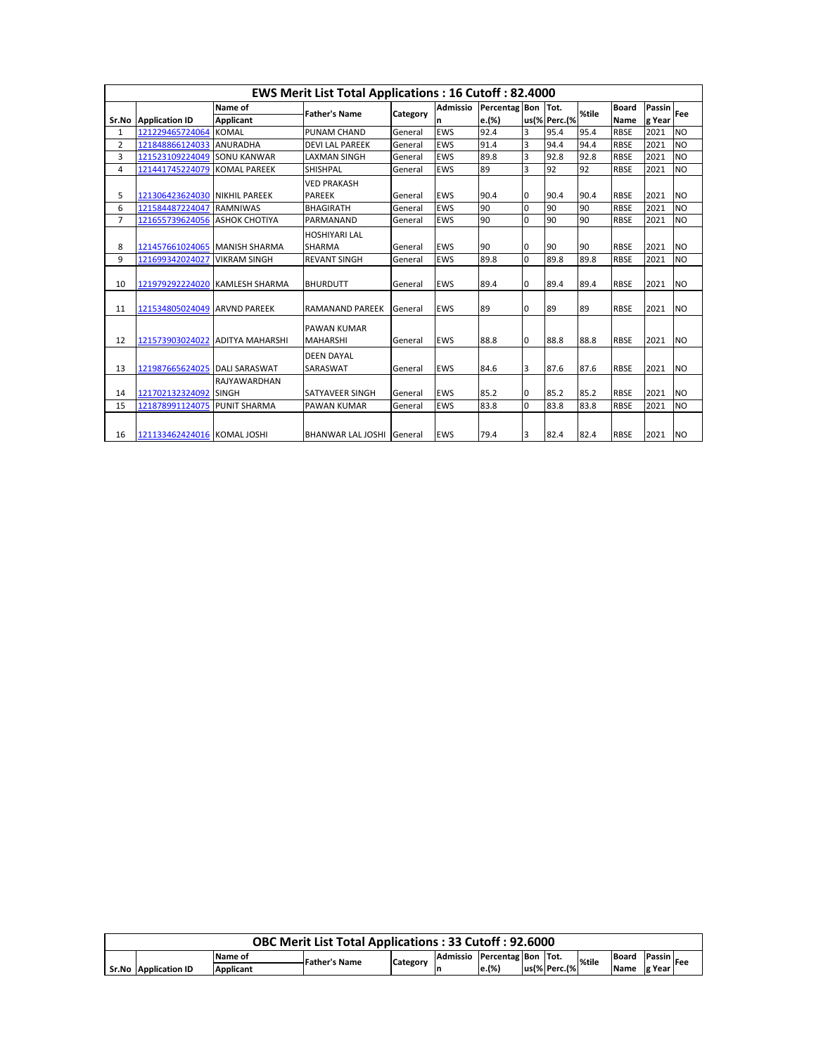## EWS Merit List Total Applications : 16 Cutoff : 82.4000

| Sr.No | Application ID | Name of Applicant | Father's Name | Category | Admission | Percentage.(%) | Bonus(%) | Tot. Perc.(%) | %tile | Board Name | Passing Year | Fee |
|---|---|---|---|---|---|---|---|---|---|---|---|---|
| 1 | 121229465724064 | KOMAL | PUNAM CHAND | General | EWS | 92.4 | 3 | 95.4 | 95.4 | RBSE | 2021 | NO |
| 2 | 121848866124033 | ANURADHA | DEVI LAL PAREEK | General | EWS | 91.4 | 3 | 94.4 | 94.4 | RBSE | 2021 | NO |
| 3 | 121523109224049 | SONU KANWAR | LAXMAN SINGH | General | EWS | 89.8 | 3 | 92.8 | 92.8 | RBSE | 2021 | NO |
| 4 | 121441745224079 | KOMAL PAREEK | SHISHPAL | General | EWS | 89 | 3 | 92 | 92 | RBSE | 2021 | NO |
| 5 | 121306423624030 | NIKHIL PAREEK | VED PRAKASH PAREEK | General | EWS | 90.4 | 0 | 90.4 | 90.4 | RBSE | 2021 | NO |
| 6 | 121584487224047 | RAMNIWAS | BHAGIRATH | General | EWS | 90 | 0 | 90 | 90 | RBSE | 2021 | NO |
| 7 | 121655739624056 | ASHOK CHOTIYA | PARMANAND | General | EWS | 90 | 0 | 90 | 90 | RBSE | 2021 | NO |
| 8 | 121457661024065 | MANISH SHARMA | HOSHIYARI LAL SHARMA | General | EWS | 90 | 0 | 90 | 90 | RBSE | 2021 | NO |
| 9 | 121699342024027 | VIKRAM SINGH | REVANT SINGH | General | EWS | 89.8 | 0 | 89.8 | 89.8 | RBSE | 2021 | NO |
| 10 | 121979292224020 | KAMLESH SHARMA | BHURDUTT | General | EWS | 89.4 | 0 | 89.4 | 89.4 | RBSE | 2021 | NO |
| 11 | 121534805024049 | ARVND PAREEK | RAMANAND PAREEK | General | EWS | 89 | 0 | 89 | 89 | RBSE | 2021 | NO |
| 12 | 121573903024022 | ADITYA MAHARSHI | PAWAN KUMAR MAHARSHI | General | EWS | 88.8 | 0 | 88.8 | 88.8 | RBSE | 2021 | NO |
| 13 | 121987665624025 | DALI SARASWAT | DEEN DAYAL SARASWAT | General | EWS | 84.6 | 3 | 87.6 | 87.6 | RBSE | 2021 | NO |
| 14 | 121702132324092 | RAJYAWARDHAN SINGH | SATYAVEER SINGH | General | EWS | 85.2 | 0 | 85.2 | 85.2 | RBSE | 2021 | NO |
| 15 | 121878991124075 | PUNIT SHARMA | PAWAN KUMAR | General | EWS | 83.8 | 0 | 83.8 | 83.8 | RBSE | 2021 | NO |
| 16 | 121133462424016 | KOMAL JOSHI | BHANWAR LAL JOSHI | General | EWS | 79.4 | 3 | 82.4 | 82.4 | RBSE | 2021 | NO |

## OBC Merit List Total Applications : 33 Cutoff : 92.6000

| Sr.No | Application ID | Name of Applicant | Father's Name | Category | Admission | Percentage.(%) | Bonus(%) | Tot. Perc.(%) | %tile | Board Name | Passing Year | Fee |
|---|---|---|---|---|---|---|---|---|---|---|---|---|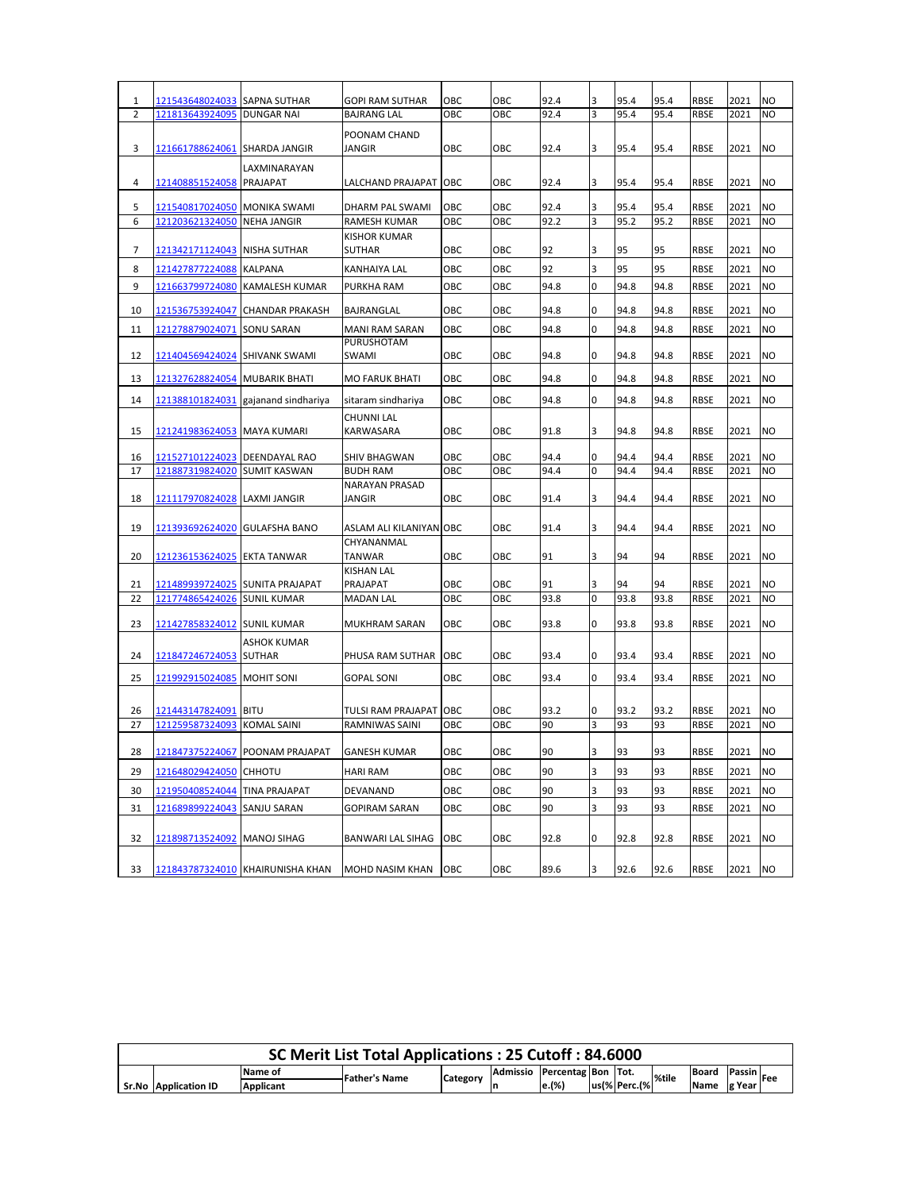| 1 | 121543648024033 | SAPNA SUTHAR | GOPI RAM SUTHAR | OBC | OBC | 92.4 | 3 | 95.4 | 95.4 | RBSE | 2021 | NO |
|---|---|---|---|---|---|---|---|---|---|---|---|---|
| 2 | 121813643924095 | DUNGAR NAI | BAJRANG LAL | OBC | OBC | 92.4 | 3 | 95.4 | 95.4 | RBSE | 2021 | NO |
| 3 | 121661788624061 | SHARDA JANGIR | POONAM CHAND JANGIR | OBC | OBC | 92.4 | 3 | 95.4 | 95.4 | RBSE | 2021 | NO |
| 4 | 121408851524058 | LAXMINARAYAN PRAJAPAT | LALCHAND PRAJAPAT | OBC | OBC | 92.4 | 3 | 95.4 | 95.4 | RBSE | 2021 | NO |
| 5 | 121540817024050 | MONIKA SWAMI | DHARM PAL SWAMI | OBC | OBC | 92.4 | 3 | 95.4 | 95.4 | RBSE | 2021 | NO |
| 6 | 121203621324050 | NEHA JANGIR | RAMESH KUMAR | OBC | OBC | 92.2 | 3 | 95.2 | 95.2 | RBSE | 2021 | NO |
| 7 | 121342171124043 | NISHA SUTHAR | KISHOR KUMAR SUTHAR | OBC | OBC | 92 | 3 | 95 | 95 | RBSE | 2021 | NO |
| 8 | 121427877224088 | KALPANA | KANHAIYA LAL | OBC | OBC | 92 | 3 | 95 | 95 | RBSE | 2021 | NO |
| 9 | 121663799724080 | KAMALESH KUMAR | PURKHA RAM | OBC | OBC | 94.8 | 0 | 94.8 | 94.8 | RBSE | 2021 | NO |
| 10 | 121536753924047 | CHANDAR PRAKASH | BAJRANGLAL | OBC | OBC | 94.8 | 0 | 94.8 | 94.8 | RBSE | 2021 | NO |
| 11 | 121278879024071 | SONU SARAN | MANI RAM SARAN | OBC | OBC | 94.8 | 0 | 94.8 | 94.8 | RBSE | 2021 | NO |
| 12 | 121404569424024 | SHIVANK SWAMI | PURUSHOTAM SWAMI | OBC | OBC | 94.8 | 0 | 94.8 | 94.8 | RBSE | 2021 | NO |
| 13 | 121327628824054 | MUBARIK BHATI | MO FARUK BHATI | OBC | OBC | 94.8 | 0 | 94.8 | 94.8 | RBSE | 2021 | NO |
| 14 | 121388101824031 | gajanand sindhariya | sitaram sindhariya | OBC | OBC | 94.8 | 0 | 94.8 | 94.8 | RBSE | 2021 | NO |
| 15 | 121241983624053 | MAYA KUMARI | CHUNNI LAL KARWASARA | OBC | OBC | 91.8 | 3 | 94.8 | 94.8 | RBSE | 2021 | NO |
| 16 | 121527101224023 | DEENDAYAL RAO | SHIV BHAGWAN | OBC | OBC | 94.4 | 0 | 94.4 | 94.4 | RBSE | 2021 | NO |
| 17 | 121887319824020 | SUMIT KASWAN | BUDH RAM | OBC | OBC | 94.4 | 0 | 94.4 | 94.4 | RBSE | 2021 | NO |
| 18 | 121117970824028 | LAXMI JANGIR | NARAYAN PRASAD JANGIR | OBC | OBC | 91.4 | 3 | 94.4 | 94.4 | RBSE | 2021 | NO |
| 19 | 121393692624020 | GULAFSHA BANO | ASLAM ALI KILANIYAN | OBC | OBC | 91.4 | 3 | 94.4 | 94.4 | RBSE | 2021 | NO |
| 20 | 121236153624025 | EKTA TANWAR | CHYANANMAL TANWAR | OBC | OBC | 91 | 3 | 94 | 94 | RBSE | 2021 | NO |
| 21 | 121489939724025 | SUNITA PRAJAPAT | KISHAN LAL PRAJAPAT | OBC | OBC | 91 | 3 | 94 | 94 | RBSE | 2021 | NO |
| 22 | 121774865424026 | SUNIL KUMAR | MADAN LAL | OBC | OBC | 93.8 | 0 | 93.8 | 93.8 | RBSE | 2021 | NO |
| 23 | 121427858324012 | SUNIL KUMAR | MUKHRAM SARAN | OBC | OBC | 93.8 | 0 | 93.8 | 93.8 | RBSE | 2021 | NO |
| 24 | 121847246724053 | ASHOK KUMAR SUTHAR | PHUSA RAM SUTHAR | OBC | OBC | 93.4 | 0 | 93.4 | 93.4 | RBSE | 2021 | NO |
| 25 | 121992915024085 | MOHIT SONI | GOPAL SONI | OBC | OBC | 93.4 | 0 | 93.4 | 93.4 | RBSE | 2021 | NO |
| 26 | 121443147824091 | BITU | TULSI RAM PRAJAPAT | OBC | OBC | 93.2 | 0 | 93.2 | 93.2 | RBSE | 2021 | NO |
| 27 | 121259587324093 | KOMAL SAINI | RAMNIWAS SAINI | OBC | OBC | 90 | 3 | 93 | 93 | RBSE | 2021 | NO |
| 28 | 121847375224067 | POONAM PRAJAPAT | GANESH KUMAR | OBC | OBC | 90 | 3 | 93 | 93 | RBSE | 2021 | NO |
| 29 | 121648029424050 | CHHOTU | HARI RAM | OBC | OBC | 90 | 3 | 93 | 93 | RBSE | 2021 | NO |
| 30 | 121950408524044 | TINA PRAJAPAT | DEVANAND | OBC | OBC | 90 | 3 | 93 | 93 | RBSE | 2021 | NO |
| 31 | 121689899224043 | SANJU SARAN | GOPIRAM SARAN | OBC | OBC | 90 | 3 | 93 | 93 | RBSE | 2021 | NO |
| 32 | 121898713524092 | MANOJ SIHAG | BANWARI LAL SIHAG | OBC | OBC | 92.8 | 0 | 92.8 | 92.8 | RBSE | 2021 | NO |
| 33 | 121843787324010 | KHAIRUNISHA KHAN | MOHD NASIM KHAN | OBC | OBC | 89.6 | 3 | 92.6 | 92.6 | RBSE | 2021 | NO |

## SC Merit List Total Applications : 25 Cutoff : 84.6000

| Sr.No | Application ID | Name of Applicant | Father's Name | Category | Admission | Percentage.(%) | Bonus(%) | Tot. Perc.(%) | %tile | Board Name | Passing Year | Fee |
|---|---|---|---|---|---|---|---|---|---|---|---|---|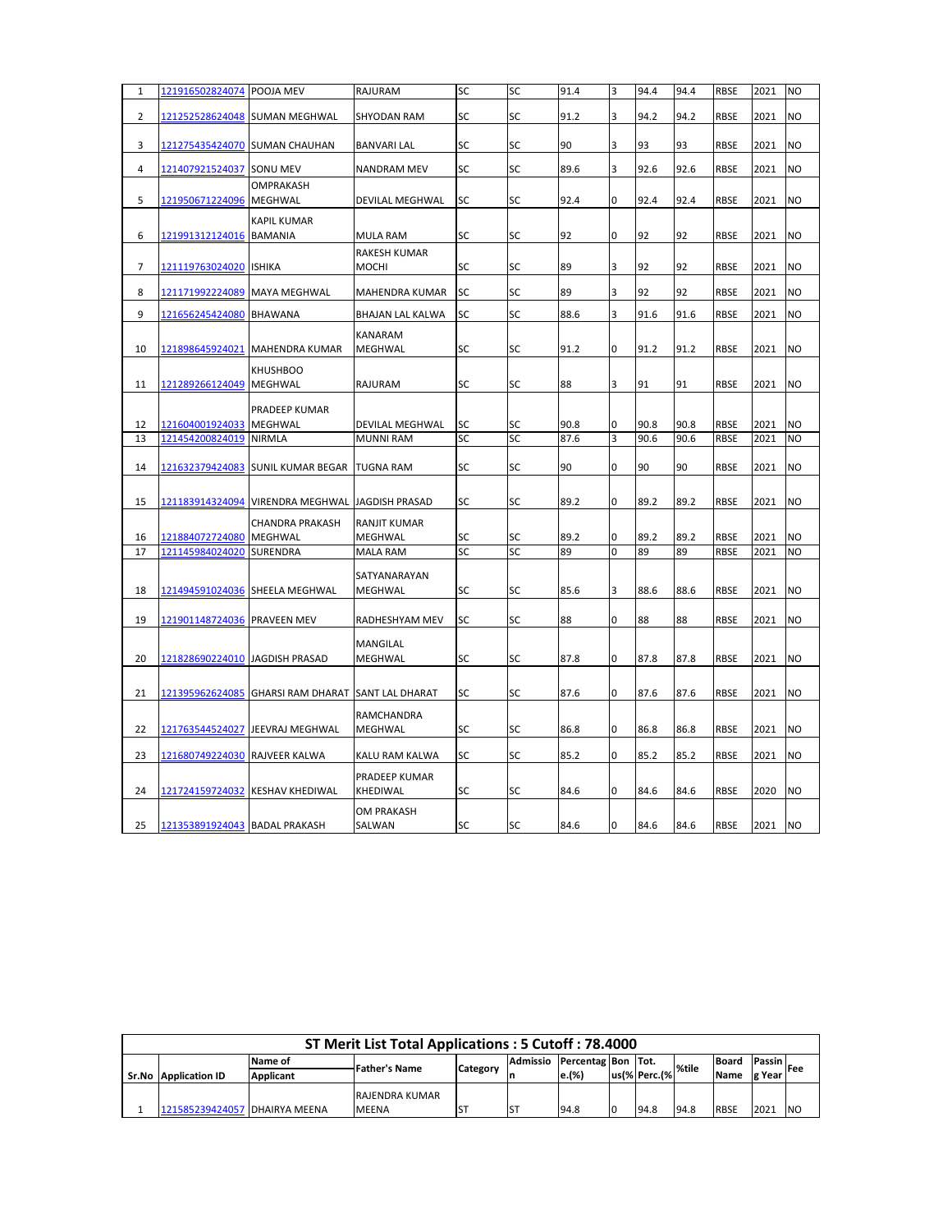| | | | | | | | | | | | | |
|---|---|---|---|---|---|---|---|---|---|---|---|---|
| 1 | 121916502824074 | POOJA MEV | RAJURAM | SC | SC | 91.4 | 3 | 94.4 | 94.4 | RBSE | 2021 | NO |
| 2 | 121252528624048 | SUMAN MEGHWAL | SHYODAN RAM | SC | SC | 91.2 | 3 | 94.2 | 94.2 | RBSE | 2021 | NO |
| 3 | 121275435424070 | SUMAN CHAUHAN | BANVARI LAL | SC | SC | 90 | 3 | 93 | 93 | RBSE | 2021 | NO |
| 4 | 121407921524037 | SONU MEV | NANDRAM MEV | SC | SC | 89.6 | 3 | 92.6 | 92.6 | RBSE | 2021 | NO |
| 5 | 121950671224096 | OMPRAKASH MEGHWAL | DEVILAL MEGHWAL | SC | SC | 92.4 | 0 | 92.4 | 92.4 | RBSE | 2021 | NO |
| 6 | 121991312124016 | KAPIL KUMAR BAMANIA | MULA RAM | SC | SC | 92 | 0 | 92 | 92 | RBSE | 2021 | NO |
| 7 | 121119763024020 | ISHIKA | RAKESH KUMAR MOCHI | SC | SC | 89 | 3 | 92 | 92 | RBSE | 2021 | NO |
| 8 | 121171992224089 | MAYA MEGHWAL | MAHENDRA KUMAR | SC | SC | 89 | 3 | 92 | 92 | RBSE | 2021 | NO |
| 9 | 121656245424080 | BHAWANA | BHAJAN LAL KALWA | SC | SC | 88.6 | 3 | 91.6 | 91.6 | RBSE | 2021 | NO |
| 10 | 121898645924021 | MAHENDRA KUMAR | KANARAM MEGHWAL | SC | SC | 91.2 | 0 | 91.2 | 91.2 | RBSE | 2021 | NO |
| 11 | 121289266124049 | KHUSHBOO MEGHWAL | RAJURAM | SC | SC | 88 | 3 | 91 | 91 | RBSE | 2021 | NO |
| 12 | 121604001924033 | PRADEEP KUMAR MEGHWAL | DEVILAL MEGHWAL | SC | SC | 90.8 | 0 | 90.8 | 90.8 | RBSE | 2021 | NO |
| 13 | 121454200824019 | NIRMLA | MUNNI RAM | SC | SC | 87.6 | 3 | 90.6 | 90.6 | RBSE | 2021 | NO |
| 14 | 121632379424083 | SUNIL KUMAR BEGAR | TUGNA RAM | SC | SC | 90 | 0 | 90 | 90 | RBSE | 2021 | NO |
| 15 | 121183914324094 | VIRENDRA MEGHWAL | JAGDISH PRASAD | SC | SC | 89.2 | 0 | 89.2 | 89.2 | RBSE | 2021 | NO |
| 16 | 121884072724080 | CHANDRA PRAKASH MEGHWAL | RANJIT KUMAR MEGHWAL | SC | SC | 89.2 | 0 | 89.2 | 89.2 | RBSE | 2021 | NO |
| 17 | 121145984024020 | SURENDRA | MALA RAM | SC | SC | 89 | 0 | 89 | 89 | RBSE | 2021 | NO |
| 18 | 121494591024036 | SHEELA MEGHWAL | SATYANARAYAN MEGHWAL | SC | SC | 85.6 | 3 | 88.6 | 88.6 | RBSE | 2021 | NO |
| 19 | 121901148724036 | PRAVEEN MEV | RADHESHYAM MEV | SC | SC | 88 | 0 | 88 | 88 | RBSE | 2021 | NO |
| 20 | 121828690224010 | JAGDISH PRASAD | MANGILAL MEGHWAL | SC | SC | 87.8 | 0 | 87.8 | 87.8 | RBSE | 2021 | NO |
| 21 | 121395962624085 | GHARSI RAM DHARAT | SANT LAL DHARAT | SC | SC | 87.6 | 0 | 87.6 | 87.6 | RBSE | 2021 | NO |
| 22 | 121763544524027 | JEEVRAJ MEGHWAL | RAMCHANDRA MEGHWAL | SC | SC | 86.8 | 0 | 86.8 | 86.8 | RBSE | 2021 | NO |
| 23 | 121680749224030 | RAJVEER KALWA | KALU RAM KALWA | SC | SC | 85.2 | 0 | 85.2 | 85.2 | RBSE | 2021 | NO |
| 24 | 121724159724032 | KESHAV KHEDIWAL | PRADEEP KUMAR KHEDIWAL | SC | SC | 84.6 | 0 | 84.6 | 84.6 | RBSE | 2020 | NO |
| 25 | 121353891924043 | BADAL PRAKASH | OM PRAKASH SALWAN | SC | SC | 84.6 | 0 | 84.6 | 84.6 | RBSE | 2021 | NO |

## ST Merit List Total Applications : 5 Cutoff : 78.4000

| Sr.No | Application ID | Name of Applicant | Father's Name | Category | Admission | Percentage.(%) | Bonus(%) | Tot. Perc.(%) | %tile | Board Name | Passing Year | Fee |
|---|---|---|---|---|---|---|---|---|---|---|---|---|
| 1 | 121585239424057 | DHAIRYA MEENA | RAJENDRA KUMAR MEENA | ST | ST | 94.8 | 0 | 94.8 | 94.8 | RBSE | 2021 | NO |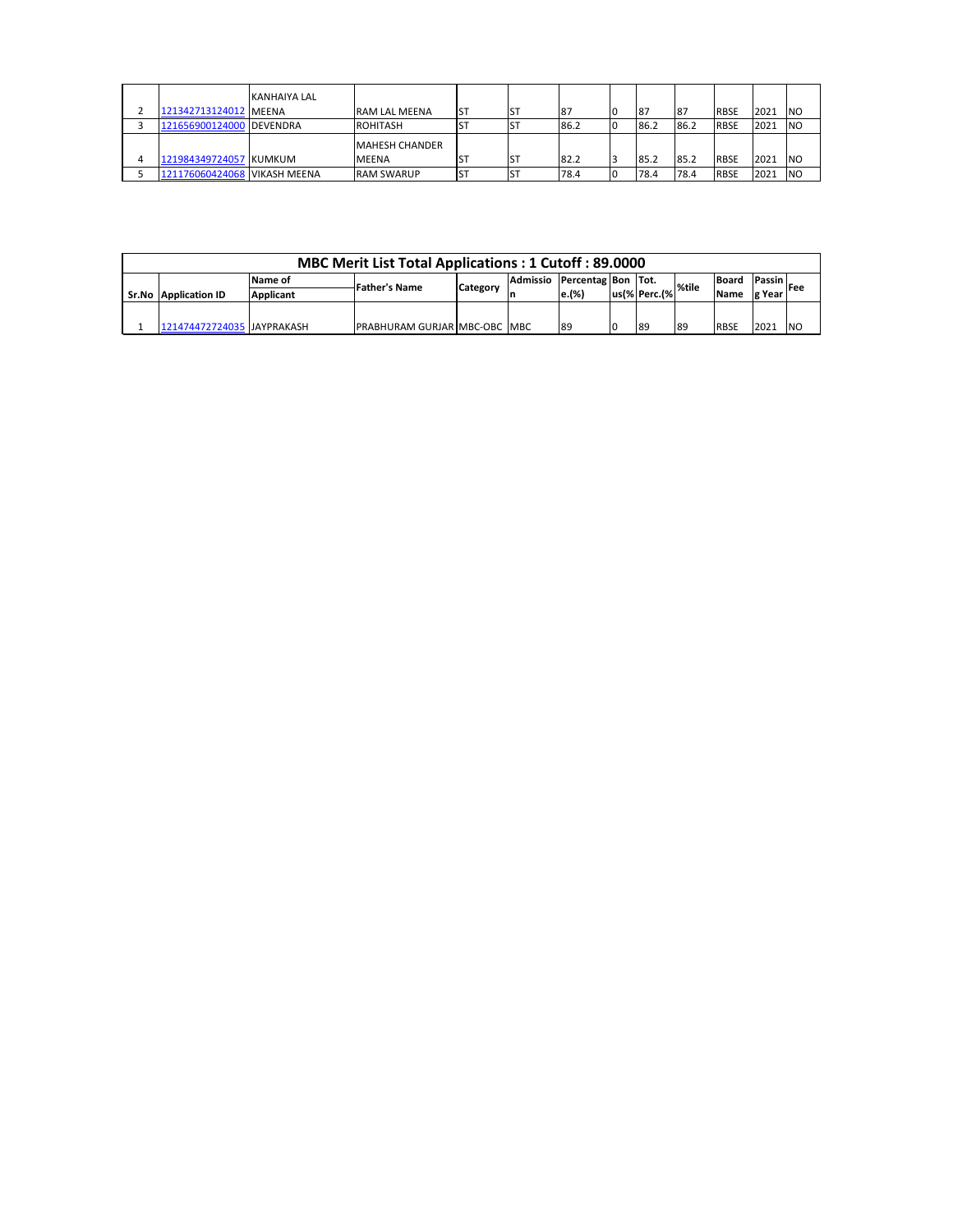| | | | | | | | | | | | | | |
|---|---|---|---|---|---|---|---|---|---|---|---|---|---|
| 2 | 121342713124012 | KANHAIYA LAL MEENA | RAM LAL MEENA | ST | ST | 87 | 0 | 87 | 87 | RBSE | 2021 | NO |
| 3 | 121656900124000 | DEVENDRA | ROHITASH | ST | ST | 86.2 | 0 | 86.2 | 86.2 | RBSE | 2021 | NO |
| 4 | 121984349724057 | KUMKUM | MAHESH CHANDER MEENA | ST | ST | 82.2 | 3 | 85.2 | 85.2 | RBSE | 2021 | NO |
| 5 | 121176060424068 | VIKASH MEENA | RAM SWARUP | ST | ST | 78.4 | 0 | 78.4 | 78.4 | RBSE | 2021 | NO |

**MBC Merit List Total Applications : 1 Cutoff : 89.0000**

| Sr.No | Application ID | Name of Applicant | Father's Name | Category | Admission | Percentage.(%) | Bonus(% | Tot. Perc.(% | %tile | Board Name | Passing Year | Fee |
|---|---|---|---|---|---|---|---|---|---|---|---|---|
| 1 | 121474472724035 | JAYPRAKASH | PRABHURAM GURJAR | MBC-OBC | MBC | 89 | 0 | 89 | 89 | RBSE | 2021 | NO |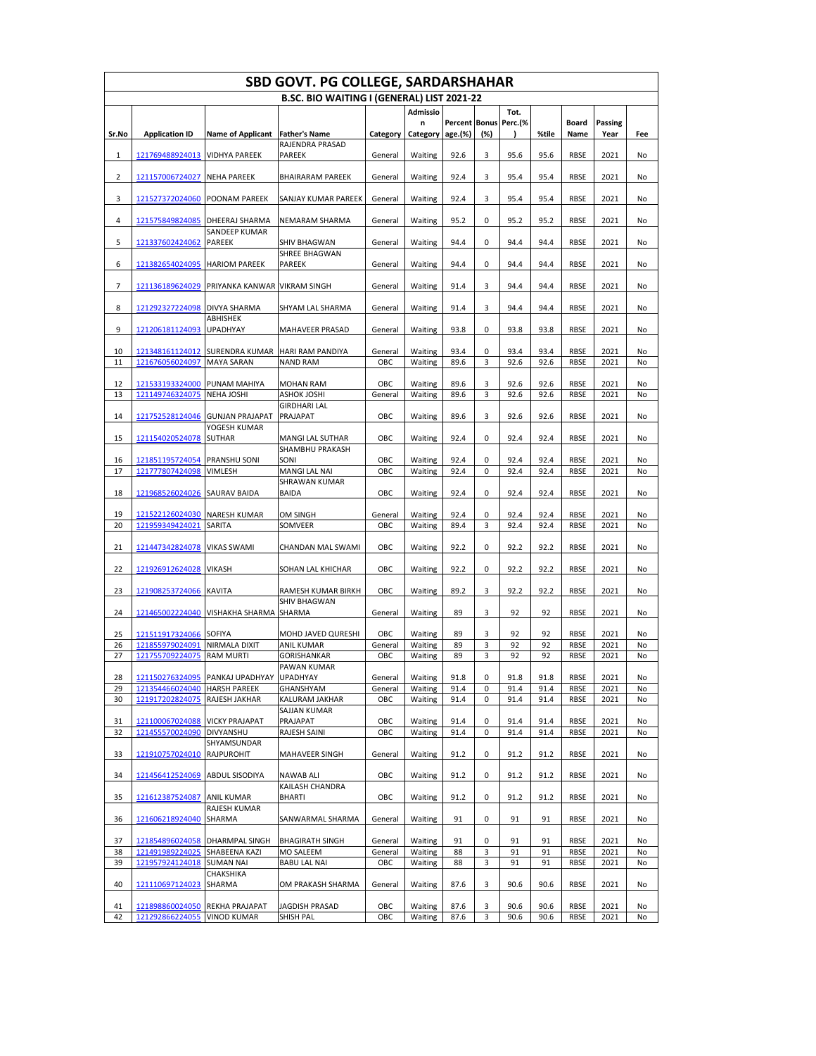# SBD GOVT. PG COLLEGE, SARDARSHAHAR

## B.SC. BIO WAITING I (GENERAL) LIST 2021-22

| Sr.No | Application ID | Name of Applicant | Father's Name | Category | Admission Category | Percentage.(%) | Bonus (%) | Tot. Perc.(%) | %tile | Board Name | Passing Year | Fee |
|---|---|---|---|---|---|---|---|---|---|---|---|---|
| 1 | 121769488924013 | VIDHYA PAREEK | RAJENDRA PRASAD PAREEK | General | Waiting | 92.6 | 3 | 95.6 | 95.6 | RBSE | 2021 | No |
| 2 | 121157006724027 | NEHA PAREEK | BHAIRARAM PAREEK | General | Waiting | 92.4 | 3 | 95.4 | 95.4 | RBSE | 2021 | No |
| 3 | 121527372024060 | POONAM PAREEK | SANJAY KUMAR PAREEK | General | Waiting | 92.4 | 3 | 95.4 | 95.4 | RBSE | 2021 | No |
| 4 | 121575849824085 | DHEERAJ SHARMA | NEMARAM SHARMA | General | Waiting | 95.2 | 0 | 95.2 | 95.2 | RBSE | 2021 | No |
| 5 | 121337602424062 | SANDEEP KUMAR PAREEK | SHIV BHAGWAN | General | Waiting | 94.4 | 0 | 94.4 | 94.4 | RBSE | 2021 | No |
| 6 | 121382654024095 | HARIOM PAREEK | SHREE BHAGWAN PAREEK | General | Waiting | 94.4 | 0 | 94.4 | 94.4 | RBSE | 2021 | No |
| 7 | 121136189624029 | PRIYANKA KANWAR | VIKRAM SINGH | General | Waiting | 91.4 | 3 | 94.4 | 94.4 | RBSE | 2021 | No |
| 8 | 121292327224098 | DIVYA SHARMA | SHYAM LAL SHARMA | General | Waiting | 91.4 | 3 | 94.4 | 94.4 | RBSE | 2021 | No |
| 9 | 121206181124093 | ABHISHEK UPADHYAY | MAHAVEER PRASAD | General | Waiting | 93.8 | 0 | 93.8 | 93.8 | RBSE | 2021 | No |
| 10 | 121348161124012 | SURENDRA KUMAR | HARI RAM PANDIYA | General | Waiting | 93.4 | 0 | 93.4 | 93.4 | RBSE | 2021 | No |
| 11 | 121676056024097 | MAYA SARAN | NAND RAM | OBC | Waiting | 89.6 | 3 | 92.6 | 92.6 | RBSE | 2021 | No |
| 12 | 121533193324000 | PUNAM MAHIYA | MOHAN RAM | OBC | Waiting | 89.6 | 3 | 92.6 | 92.6 | RBSE | 2021 | No |
| 13 | 121149746324075 | NEHA JOSHI | ASHOK JOSHI | General | Waiting | 89.6 | 3 | 92.6 | 92.6 | RBSE | 2021 | No |
| 14 | 121752528124046 | GUNJAN PRAJAPAT | GIRDHARI LAL PRAJAPAT | OBC | Waiting | 89.6 | 3 | 92.6 | 92.6 | RBSE | 2021 | No |
| 15 | 121154020524078 | YOGESH KUMAR SUTHAR | MANGI LAL SUTHAR | OBC | Waiting | 92.4 | 0 | 92.4 | 92.4 | RBSE | 2021 | No |
| 16 | 121851195724054 | PRANSHU SONI | SHAMBHU PRAKASH SONI | OBC | Waiting | 92.4 | 0 | 92.4 | 92.4 | RBSE | 2021 | No |
| 17 | 121777807424098 | VIMLESH | MANGI LAL NAI | OBC | Waiting | 92.4 | 0 | 92.4 | 92.4 | RBSE | 2021 | No |
| 18 | 121968526024026 | SAURAV BAIDA | SHRAWAN KUMAR BAIDA | OBC | Waiting | 92.4 | 0 | 92.4 | 92.4 | RBSE | 2021 | No |
| 19 | 121522126024030 | NARESH KUMAR | OM SINGH | General | Waiting | 92.4 | 0 | 92.4 | 92.4 | RBSE | 2021 | No |
| 20 | 121959349424021 | SARITA | SOMVEER | OBC | Waiting | 89.4 | 3 | 92.4 | 92.4 | RBSE | 2021 | No |
| 21 | 121447342824078 | VIKAS SWAMI | CHANDAN MAL SWAMI | OBC | Waiting | 92.2 | 0 | 92.2 | 92.2 | RBSE | 2021 | No |
| 22 | 121926912624028 | VIKASH | SOHAN LAL KHICHAR | OBC | Waiting | 92.2 | 0 | 92.2 | 92.2 | RBSE | 2021 | No |
| 23 | 121908253724066 | KAVITA | RAMESH KUMAR BIRKH | OBC | Waiting | 89.2 | 3 | 92.2 | 92.2 | RBSE | 2021 | No |
| 24 | 121465002224040 | VISHAKHA SHARMA | SHIV BHAGWAN SHARMA | General | Waiting | 89 | 3 | 92 | 92 | RBSE | 2021 | No |
| 25 | 121511917324066 | SOFIYA | MOHD JAVED QURESHI | OBC | Waiting | 89 | 3 | 92 | 92 | RBSE | 2021 | No |
| 26 | 121855979024091 | NIRMALA DIXIT | ANIL KUMAR | General | Waiting | 89 | 3 | 92 | 92 | RBSE | 2021 | No |
| 27 | 121755709224075 | RAM MURTI | GORISHANKAR | OBC | Waiting | 89 | 3 | 92 | 92 | RBSE | 2021 | No |
| 28 | 121150276324095 | PANKAJ UPADHYAY | PAWAN KUMAR UPADHYAY | General | Waiting | 91.8 | 0 | 91.8 | 91.8 | RBSE | 2021 | No |
| 29 | 121354466024040 | HARSH PAREEK | GHANSHYAM | General | Waiting | 91.4 | 0 | 91.4 | 91.4 | RBSE | 2021 | No |
| 30 | 121917202824075 | RAJESH JAKHAR | KALURAM JAKHAR | OBC | Waiting | 91.4 | 0 | 91.4 | 91.4 | RBSE | 2021 | No |
| 31 | 121100067024088 | VICKY PRAJAPAT | SAJJAN KUMAR PRAJAPAT | OBC | Waiting | 91.4 | 0 | 91.4 | 91.4 | RBSE | 2021 | No |
| 32 | 121455570024090 | DIVYANSHU | RAJESH SAINI | OBC | Waiting | 91.4 | 0 | 91.4 | 91.4 | RBSE | 2021 | No |
| 33 | 121910757024010 | SHYAMSUNDAR RAJPUROHIT | MAHAVEER SINGH | General | Waiting | 91.2 | 0 | 91.2 | 91.2 | RBSE | 2021 | No |
| 34 | 121456412524069 | ABDUL SISODIYA | NAWAB ALI | OBC | Waiting | 91.2 | 0 | 91.2 | 91.2 | RBSE | 2021 | No |
| 35 | 121612387524087 | ANIL KUMAR | KAILASH CHANDRA BHARTI | OBC | Waiting | 91.2 | 0 | 91.2 | 91.2 | RBSE | 2021 | No |
| 36 | 121606218924040 | RAJESH KUMAR SHARMA | SANWARMAL SHARMA | General | Waiting | 91 | 0 | 91 | 91 | RBSE | 2021 | No |
| 37 | 121854896024058 | DHARMPAL SINGH | BHAGIRATH SINGH | General | Waiting | 91 | 0 | 91 | 91 | RBSE | 2021 | No |
| 38 | 121491989224025 | SHABEENA KAZI | MO SALEEM | General | Waiting | 88 | 3 | 91 | 91 | RBSE | 2021 | No |
| 39 | 121957924124018 | SUMAN NAI | BABU LAL NAI | OBC | Waiting | 88 | 3 | 91 | 91 | RBSE | 2021 | No |
| 40 | 121110697124023 | CHAKSHIKA SHARMA | OM PRAKASH SHARMA | General | Waiting | 87.6 | 3 | 90.6 | 90.6 | RBSE | 2021 | No |
| 41 | 121898860024050 | REKHA PRAJAPAT | JAGDISH PRASAD | OBC | Waiting | 87.6 | 3 | 90.6 | 90.6 | RBSE | 2021 | No |
| 42 | 121292866224055 | VINOD KUMAR | SHISH PAL | OBC | Waiting | 87.6 | 3 | 90.6 | 90.6 | RBSE | 2021 | No |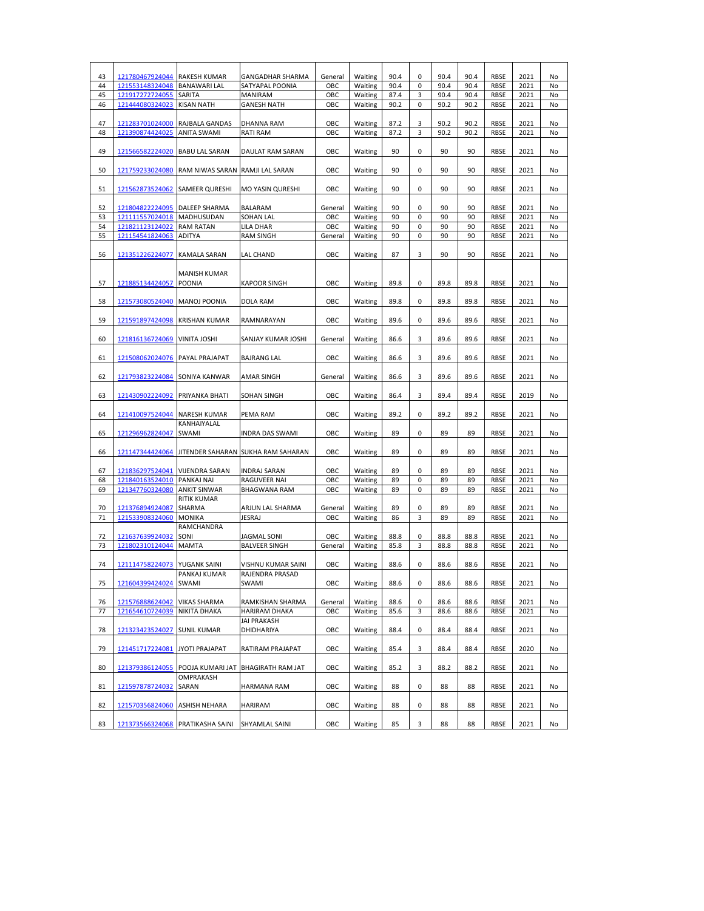| 43 | 121780467924044 | RAKESH KUMAR | GANGADHAR SHARMA | General | Waiting | 90.4 | 0 | 90.4 | 90.4 | RBSE | 2021 | No |
|---|---|---|---|---|---|---|---|---|---|---|---|---|
| 44 | 121553148324048 | BANAWARI LAL | SATYAPAL POONIA | OBC | Waiting | 90.4 | 0 | 90.4 | 90.4 | RBSE | 2021 | No |
| 45 | 121917272724055 | SARITA | MANIRAM | OBC | Waiting | 87.4 | 3 | 90.4 | 90.4 | RBSE | 2021 | No |
| 46 | 121444080324023 | KISAN NATH | GANESH NATH | OBC | Waiting | 90.2 | 0 | 90.2 | 90.2 | RBSE | 2021 | No |
| 47 | 121283701024000 | RAJBALA GANDAS | DHANNA RAM | OBC | Waiting | 87.2 | 3 | 90.2 | 90.2 | RBSE | 2021 | No |
| 48 | 121390874424025 | ANITA SWAMI | RATI RAM | OBC | Waiting | 87.2 | 3 | 90.2 | 90.2 | RBSE | 2021 | No |
| 49 | 121566582224020 | BABU LAL SARAN | DAULAT RAM SARAN | OBC | Waiting | 90 | 0 | 90 | 90 | RBSE | 2021 | No |
| 50 | 121759233024080 | RAM NIWAS SARAN | RAMJI LAL SARAN | OBC | Waiting | 90 | 0 | 90 | 90 | RBSE | 2021 | No |
| 51 | 121562873524062 | SAMEER QURESHI | MO YASIN QURESHI | OBC | Waiting | 90 | 0 | 90 | 90 | RBSE | 2021 | No |
| 52 | 121804822224095 | DALEEP SHARMA | BALARAM | General | Waiting | 90 | 0 | 90 | 90 | RBSE | 2021 | No |
| 53 | 121111557024018 | MADHUSUDAN | SOHAN LAL | OBC | Waiting | 90 | 0 | 90 | 90 | RBSE | 2021 | No |
| 54 | 121821123124022 | RAM RATAN | LILA DHAR | OBC | Waiting | 90 | 0 | 90 | 90 | RBSE | 2021 | No |
| 55 | 121154541824063 | ADITYA | RAM SINGH | General | Waiting | 90 | 0 | 90 | 90 | RBSE | 2021 | No |
| 56 | 121351226224077 | KAMALA SARAN | LAL CHAND | OBC | Waiting | 87 | 3 | 90 | 90 | RBSE | 2021 | No |
| 57 | 121885134424057 | MANISH KUMAR POONIA | KAPOOR SINGH | OBC | Waiting | 89.8 | 0 | 89.8 | 89.8 | RBSE | 2021 | No |
| 58 | 121573080524040 | MANOJ POONIA | DOLA RAM | OBC | Waiting | 89.8 | 0 | 89.8 | 89.8 | RBSE | 2021 | No |
| 59 | 121591897424098 | KRISHAN KUMAR | RAMNARAYAN | OBC | Waiting | 89.6 | 0 | 89.6 | 89.6 | RBSE | 2021 | No |
| 60 | 121816136724069 | VINITA JOSHI | SANJAY KUMAR JOSHI | General | Waiting | 86.6 | 3 | 89.6 | 89.6 | RBSE | 2021 | No |
| 61 | 121508062024076 | PAYAL PRAJAPAT | BAJRANG LAL | OBC | Waiting | 86.6 | 3 | 89.6 | 89.6 | RBSE | 2021 | No |
| 62 | 121793823224084 | SONIYA KANWAR | AMAR SINGH | General | Waiting | 86.6 | 3 | 89.6 | 89.6 | RBSE | 2021 | No |
| 63 | 121430902224092 | PRIYANKA BHATI | SOHAN SINGH | OBC | Waiting | 86.4 | 3 | 89.4 | 89.4 | RBSE | 2019 | No |
| 64 | 121410097524044 | NARESH KUMAR | PEMA RAM | OBC | Waiting | 89.2 | 0 | 89.2 | 89.2 | RBSE | 2021 | No |
| 65 | 121296962824047 | KANHAIYALAL SWAMI | INDRA DAS SWAMI | OBC | Waiting | 89 | 0 | 89 | 89 | RBSE | 2021 | No |
| 66 | 121147344424064 | JITENDER SAHARAN | SUKHA RAM SAHARAN | OBC | Waiting | 89 | 0 | 89 | 89 | RBSE | 2021 | No |
| 67 | 121836297524041 | VIJENDRA SARAN | INDRAJ SARAN | OBC | Waiting | 89 | 0 | 89 | 89 | RBSE | 2021 | No |
| 68 | 121840163524010 | PANKAJ NAI | RAGUVEER NAI | OBC | Waiting | 89 | 0 | 89 | 89 | RBSE | 2021 | No |
| 69 | 121347760324080 | ANKIT SINWAR | BHAGWANA RAM | OBC | Waiting | 89 | 0 | 89 | 89 | RBSE | 2021 | No |
| 70 | 121376894924087 | RITIK KUMAR SHARMA | ARJUN LAL SHARMA | General | Waiting | 89 | 0 | 89 | 89 | RBSE | 2021 | No |
| 71 | 121533908324060 | MONIKA | JESRAJ | OBC | Waiting | 86 | 3 | 89 | 89 | RBSE | 2021 | No |
| 72 | 121637639924032 | RAMCHANDRA SONI | JAGMAL SONI | OBC | Waiting | 88.8 | 0 | 88.8 | 88.8 | RBSE | 2021 | No |
| 73 | 121802310124044 | MAMTA | BALVEER SINGH | General | Waiting | 85.8 | 3 | 88.8 | 88.8 | RBSE | 2021 | No |
| 74 | 121114758224073 | YUGANK SAINI | VISHNU KUMAR SAINI | OBC | Waiting | 88.6 | 0 | 88.6 | 88.6 | RBSE | 2021 | No |
| 75 | 121604399424024 | PANKAJ KUMAR SWAMI | RAJENDRA PRASAD SWAMI | OBC | Waiting | 88.6 | 0 | 88.6 | 88.6 | RBSE | 2021 | No |
| 76 | 121576888624042 | VIKAS SHARMA | RAMKISHAN SHARMA | General | Waiting | 88.6 | 0 | 88.6 | 88.6 | RBSE | 2021 | No |
| 77 | 121654610724039 | NIKITA DHAKA | HARIRAM DHAKA | OBC | Waiting | 85.6 | 3 | 88.6 | 88.6 | RBSE | 2021 | No |
| 78 | 121323423524027 | SUNIL KUMAR | JAI PRAKASH DHIDHARIYA | OBC | Waiting | 88.4 | 0 | 88.4 | 88.4 | RBSE | 2021 | No |
| 79 | 121451717224081 | JYOTI PRAJAPAT | RATIRAM PRAJAPAT | OBC | Waiting | 85.4 | 3 | 88.4 | 88.4 | RBSE | 2020 | No |
| 80 | 121379386124055 | POOJA KUMARI JAT | BHAGIRATH RAM JAT | OBC | Waiting | 85.2 | 3 | 88.2 | 88.2 | RBSE | 2021 | No |
| 81 | 121597878724032 | OMPRAKASH SARAN | HARMANA RAM | OBC | Waiting | 88 | 0 | 88 | 88 | RBSE | 2021 | No |
| 82 | 121570356824060 | ASHISH NEHARA | HARIRAM | OBC | Waiting | 88 | 0 | 88 | 88 | RBSE | 2021 | No |
| 83 | 121373566324068 | PRATIKASHA SAINI | SHYAMLAL SAINI | OBC | Waiting | 85 | 3 | 88 | 88 | RBSE | 2021 | No |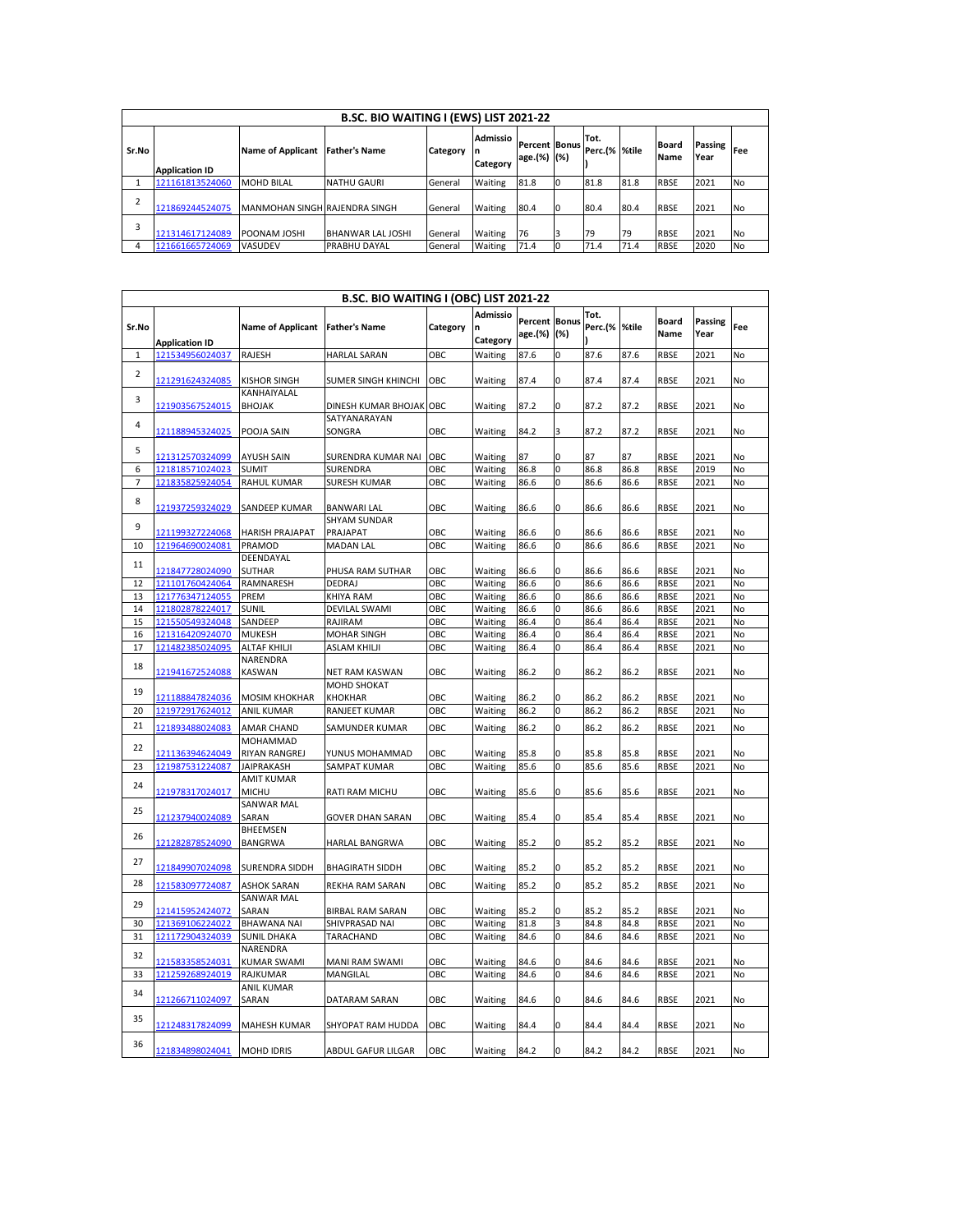| B.SC. BIO WAITING I (EWS) LIST 2021-22 | | | | | | | | | | | | |
|---|---|---|---|---|---|---|---|---|---|---|---|---|
| Sr.No | Application ID | Name of Applicant | Father's Name | Category | Admission Category | Percentage.(%) | Bonus (%) | Tot. Perc.(%) | %tile | Board Name | Passing Year | Fee |
| 1 | 121161813524060 | MOHD BILAL | NATHU GAURI | General | Waiting | 81.8 | 0 | 81.8 | 81.8 | RBSE | 2021 | No |
| 2 | 121869244524075 | MANMOHAN SINGH | RAJENDRA SINGH | General | Waiting | 80.4 | 0 | 80.4 | 80.4 | RBSE | 2021 | No |
| 3 | 121314617124089 | POONAM JOSHI | BHANWAR LAL JOSHI | General | Waiting | 76 | 3 | 79 | 79 | RBSE | 2021 | No |
| 4 | 121661665724069 | VASUDEV | PRABHU DAYAL | General | Waiting | 71.4 | 0 | 71.4 | 71.4 | RBSE | 2020 | No |

| B.SC. BIO WAITING I (OBC) LIST 2021-22 | | | | | | | | | | | | |
|---|---|---|---|---|---|---|---|---|---|---|---|---|
| Sr.No | Application ID | Name of Applicant | Father's Name | Category | Admission Category | Percentage.(%) | Bonus (%) | Tot. Perc.(%) | %tile | Board Name | Passing Year | Fee |
| 1 | 121534956024037 | RAJESH | HARLAL SARAN | OBC | Waiting | 87.6 | 0 | 87.6 | 87.6 | RBSE | 2021 | No |
| 2 | 121291624324085 | KISHOR SINGH | SUMER SINGH KHINCHI | OBC | Waiting | 87.4 | 0 | 87.4 | 87.4 | RBSE | 2021 | No |
| 3 | 121903567524015 | KANHAIYALAL BHOJAK | DINESH KUMAR BHOJAK | OBC | Waiting | 87.2 | 0 | 87.2 | 87.2 | RBSE | 2021 | No |
| 4 | 121188945324025 | POOJA SAIN | SATYANARAYAN SONGRA | OBC | Waiting | 84.2 | 3 | 87.2 | 87.2 | RBSE | 2021 | No |
| 5 | 121312570324099 | AYUSH SAIN | SURENDRA KUMAR NAI | OBC | Waiting | 87 | 0 | 87 | 87 | RBSE | 2021 | No |
| 6 | 121818571024023 | SUMIT | SURENDRA | OBC | Waiting | 86.8 | 0 | 86.8 | 86.8 | RBSE | 2019 | No |
| 7 | 121835825924054 | RAHUL KUMAR | SURESH KUMAR | OBC | Waiting | 86.6 | 0 | 86.6 | 86.6 | RBSE | 2021 | No |
| 8 | 121937259324029 | SANDEEP KUMAR | BANWARI LAL | OBC | Waiting | 86.6 | 0 | 86.6 | 86.6 | RBSE | 2021 | No |
| 9 | 121199327224068 | HARISH PRAJAPAT | SHYAM SUNDAR PRAJAPAT | OBC | Waiting | 86.6 | 0 | 86.6 | 86.6 | RBSE | 2021 | No |
| 10 | 121964690024081 | PRAMOD | MADAN LAL | OBC | Waiting | 86.6 | 0 | 86.6 | 86.6 | RBSE | 2021 | No |
| 11 | 121847728024090 | DEENDAYAL SUTHAR | PHUSA RAM SUTHAR | OBC | Waiting | 86.6 | 0 | 86.6 | 86.6 | RBSE | 2021 | No |
| 12 | 121101760424064 | RAMNARESH | DEDRAJ | OBC | Waiting | 86.6 | 0 | 86.6 | 86.6 | RBSE | 2021 | No |
| 13 | 121776347124055 | PREM | KHIYA RAM | OBC | Waiting | 86.6 | 0 | 86.6 | 86.6 | RBSE | 2021 | No |
| 14 | 121802878224017 | SUNIL | DEVILAL SWAMI | OBC | Waiting | 86.6 | 0 | 86.6 | 86.6 | RBSE | 2021 | No |
| 15 | 121550549324048 | SANDEEP | RAJIRAM | OBC | Waiting | 86.4 | 0 | 86.4 | 86.4 | RBSE | 2021 | No |
| 16 | 121316420924070 | MUKESH | MOHAR SINGH | OBC | Waiting | 86.4 | 0 | 86.4 | 86.4 | RBSE | 2021 | No |
| 17 | 121482385024095 | ALTAF KHILJI | ASLAM KHILJI | OBC | Waiting | 86.4 | 0 | 86.4 | 86.4 | RBSE | 2021 | No |
| 18 | 121941672524088 | NARENDRA KASWAN | NET RAM KASWAN | OBC | Waiting | 86.2 | 0 | 86.2 | 86.2 | RBSE | 2021 | No |
| 19 | 121188847824036 | MOSIM KHOKHAR | MOHD SHOKAT KHOKHAR | OBC | Waiting | 86.2 | 0 | 86.2 | 86.2 | RBSE | 2021 | No |
| 20 | 121972917624012 | ANIL KUMAR | RANJEET KUMAR | OBC | Waiting | 86.2 | 0 | 86.2 | 86.2 | RBSE | 2021 | No |
| 21 | 121893488024083 | AMAR CHAND | SAMUNDER KUMAR | OBC | Waiting | 86.2 | 0 | 86.2 | 86.2 | RBSE | 2021 | No |
| 22 | 121136394624049 | MOHAMMAD RIYAN RANGREJ | YUNUS MOHAMMAD | OBC | Waiting | 85.8 | 0 | 85.8 | 85.8 | RBSE | 2021 | No |
| 23 | 121987531224087 | JAIPRAKASH | SAMPAT KUMAR | OBC | Waiting | 85.6 | 0 | 85.6 | 85.6 | RBSE | 2021 | No |
| 24 | 121978317024017 | AMIT KUMAR MICHU | RATI RAM MICHU | OBC | Waiting | 85.6 | 0 | 85.6 | 85.6 | RBSE | 2021 | No |
| 25 | 121237940024089 | SANWAR MAL SARAN | GOVER DHAN SARAN | OBC | Waiting | 85.4 | 0 | 85.4 | 85.4 | RBSE | 2021 | No |
| 26 | 121282878524090 | BHEEMSEN BANGRWA | HARLAL BANGRWA | OBC | Waiting | 85.2 | 0 | 85.2 | 85.2 | RBSE | 2021 | No |
| 27 | 121849907024098 | SURENDRA SIDDH | BHAGIRATH SIDDH | OBC | Waiting | 85.2 | 0 | 85.2 | 85.2 | RBSE | 2021 | No |
| 28 | 121583097724087 | ASHOK SARAN | REKHA RAM SARAN | OBC | Waiting | 85.2 | 0 | 85.2 | 85.2 | RBSE | 2021 | No |
| 29 | 121415952424072 | SANWAR MAL SARAN | BIRBAL RAM SARAN | OBC | Waiting | 85.2 | 0 | 85.2 | 85.2 | RBSE | 2021 | No |
| 30 | 121369106224022 | BHAWANA NAI | SHIVPRASAD NAI | OBC | Waiting | 81.8 | 3 | 84.8 | 84.8 | RBSE | 2021 | No |
| 31 | 121172904324039 | SUNIL DHAKA | TARACHAND | OBC | Waiting | 84.6 | 0 | 84.6 | 84.6 | RBSE | 2021 | No |
| 32 | 121583358524031 | NARENDRA KUMAR SWAMI | MANI RAM SWAMI | OBC | Waiting | 84.6 | 0 | 84.6 | 84.6 | RBSE | 2021 | No |
| 33 | 121259268924019 | RAJKUMAR | MANGILAL | OBC | Waiting | 84.6 | 0 | 84.6 | 84.6 | RBSE | 2021 | No |
| 34 | 121266711024097 | ANIL KUMAR SARAN | DATARAM SARAN | OBC | Waiting | 84.6 | 0 | 84.6 | 84.6 | RBSE | 2021 | No |
| 35 | 121248317824099 | MAHESH KUMAR | SHYOPAT RAM HUDDA | OBC | Waiting | 84.4 | 0 | 84.4 | 84.4 | RBSE | 2021 | No |
| 36 | 121834898024041 | MOHD IDRIS | ABDUL GAFUR LILGAR | OBC | Waiting | 84.2 | 0 | 84.2 | 84.2 | RBSE | 2021 | No |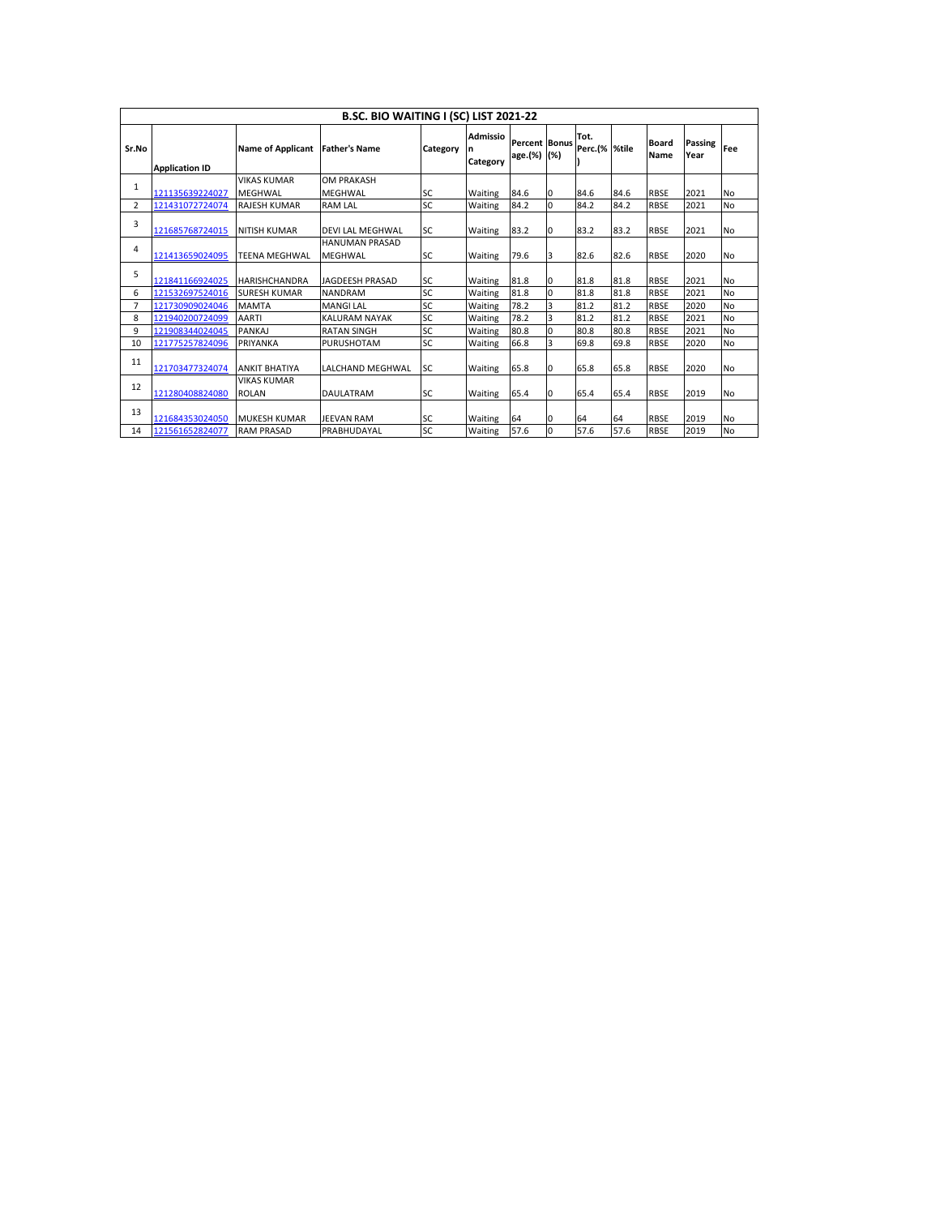| B.SC. BIO WAITING I (SC) LIST 2021-22 | | | | | | | | | | | | |
|---|---|---|---|---|---|---|---|---|---|---|---|---|
| Sr.No | Application ID | Name of Applicant | Father's Name | Category | Admission Category | Percentage.(%) | Bonus (%) | Tot. Perc.(%) | %tile | Board Name | Passing Year | Fee |
| 1 | 121135639224027 | VIKAS KUMAR MEGHWAL | OM PRAKASH MEGHWAL | SC | Waiting | 84.6 | 0 | 84.6 | 84.6 | RBSE | 2021 | No |
| 2 | 121431072724074 | RAJESH KUMAR | RAM LAL | SC | Waiting | 84.2 | 0 | 84.2 | 84.2 | RBSE | 2021 | No |
| 3 | 121685768724015 | NITISH KUMAR | DEVI LAL MEGHWAL | SC | Waiting | 83.2 | 0 | 83.2 | 83.2 | RBSE | 2021 | No |
| 4 | 121413659024095 | TEENA MEGHWAL | HANUMAN PRASAD MEGHWAL | SC | Waiting | 79.6 | 3 | 82.6 | 82.6 | RBSE | 2020 | No |
| 5 | 121841166924025 | HARISHCHANDRA | JAGDEESH PRASAD | SC | Waiting | 81.8 | 0 | 81.8 | 81.8 | RBSE | 2021 | No |
| 6 | 121532697524016 | SURESH KUMAR | NANDRAM | SC | Waiting | 81.8 | 0 | 81.8 | 81.8 | RBSE | 2021 | No |
| 7 | 121730909024046 | MAMTA | MANGI LAL | SC | Waiting | 78.2 | 3 | 81.2 | 81.2 | RBSE | 2020 | No |
| 8 | 121940200724099 | AARTI | KALURAM NAYAK | SC | Waiting | 78.2 | 3 | 81.2 | 81.2 | RBSE | 2021 | No |
| 9 | 121908344024045 | PANKAJ | RATAN SINGH | SC | Waiting | 80.8 | 0 | 80.8 | 80.8 | RBSE | 2021 | No |
| 10 | 121775257824096 | PRIYANKA | PURUSHOTAM | SC | Waiting | 66.8 | 3 | 69.8 | 69.8 | RBSE | 2020 | No |
| 11 | 121703477324074 | ANKIT BHATIYA | LALCHAND MEGHWAL | SC | Waiting | 65.8 | 0 | 65.8 | 65.8 | RBSE | 2020 | No |
| 12 | 121280408824080 | VIKAS KUMAR ROLAN | DAULATRAM | SC | Waiting | 65.4 | 0 | 65.4 | 65.4 | RBSE | 2019 | No |
| 13 | 121684353024050 | MUKESH KUMAR | JEEVAN RAM | SC | Waiting | 64 | 0 | 64 | 64 | RBSE | 2019 | No |
| 14 | 121561652824077 | RAM PRASAD | PRABHUDAYAL | SC | Waiting | 57.6 | 0 | 57.6 | 57.6 | RBSE | 2019 | No |